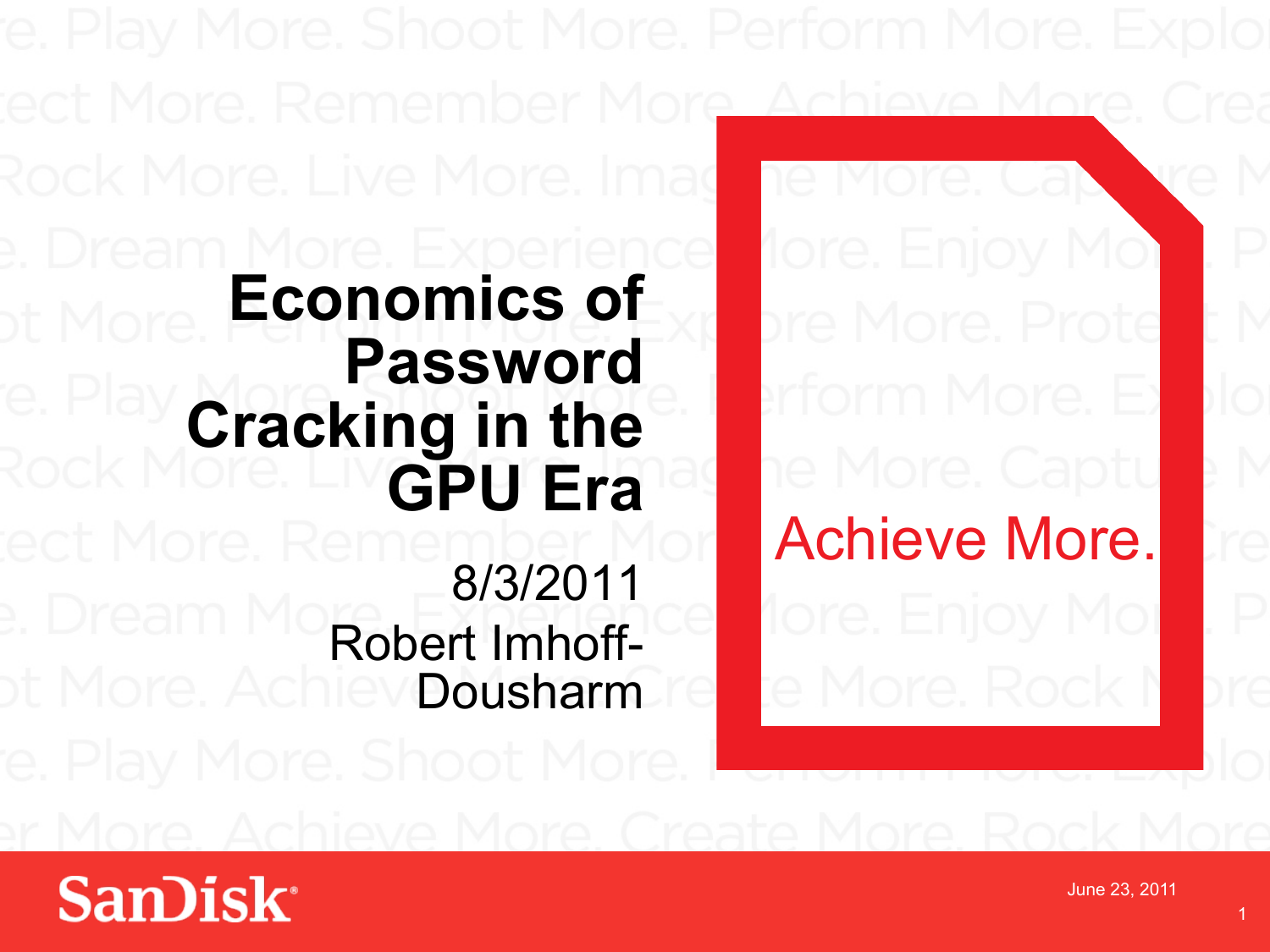# Economics of Password Cracking in the GPU Era

8/3/2011

Robert Imhoff-Dousharm

Achieve More.

SanDisk

June 23, 2011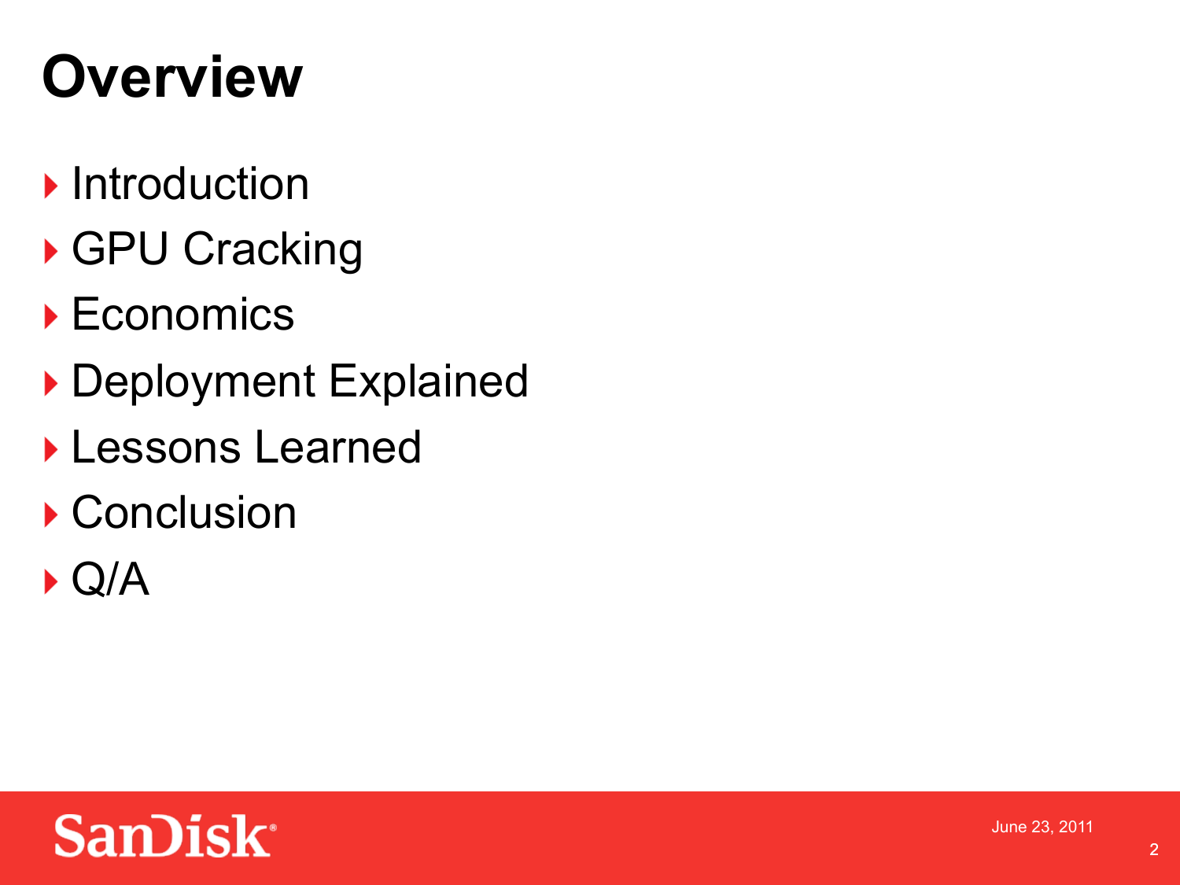# Overview

- Introduction
- GPU Cracking
- Economics
- Deployment Explained
- Lessons Learned
- Conclusion
- Q/A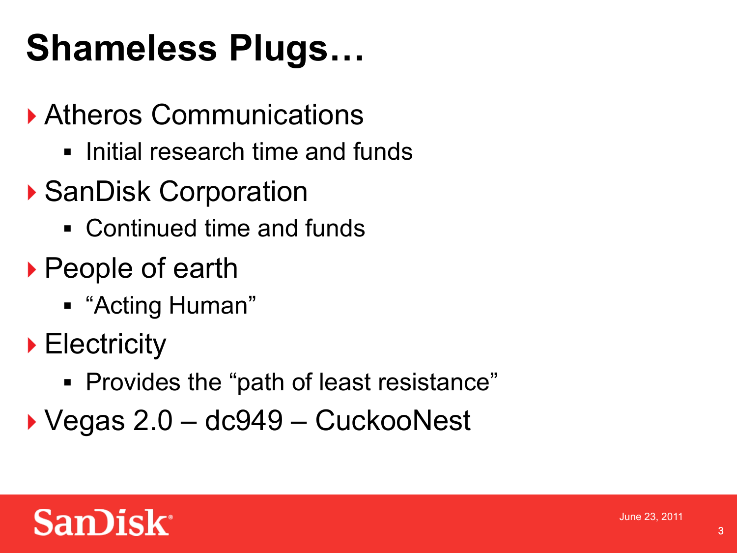# Shameless Plugs…

- Atheros Communications
  - Initial research time and funds
- SanDisk Corporation
  - Continued time and funds
- People of earth
  - "Acting Human"
- Electricity
  - Provides the "path of least resistance"
- Vegas 2.0 – dc949 – CuckooNest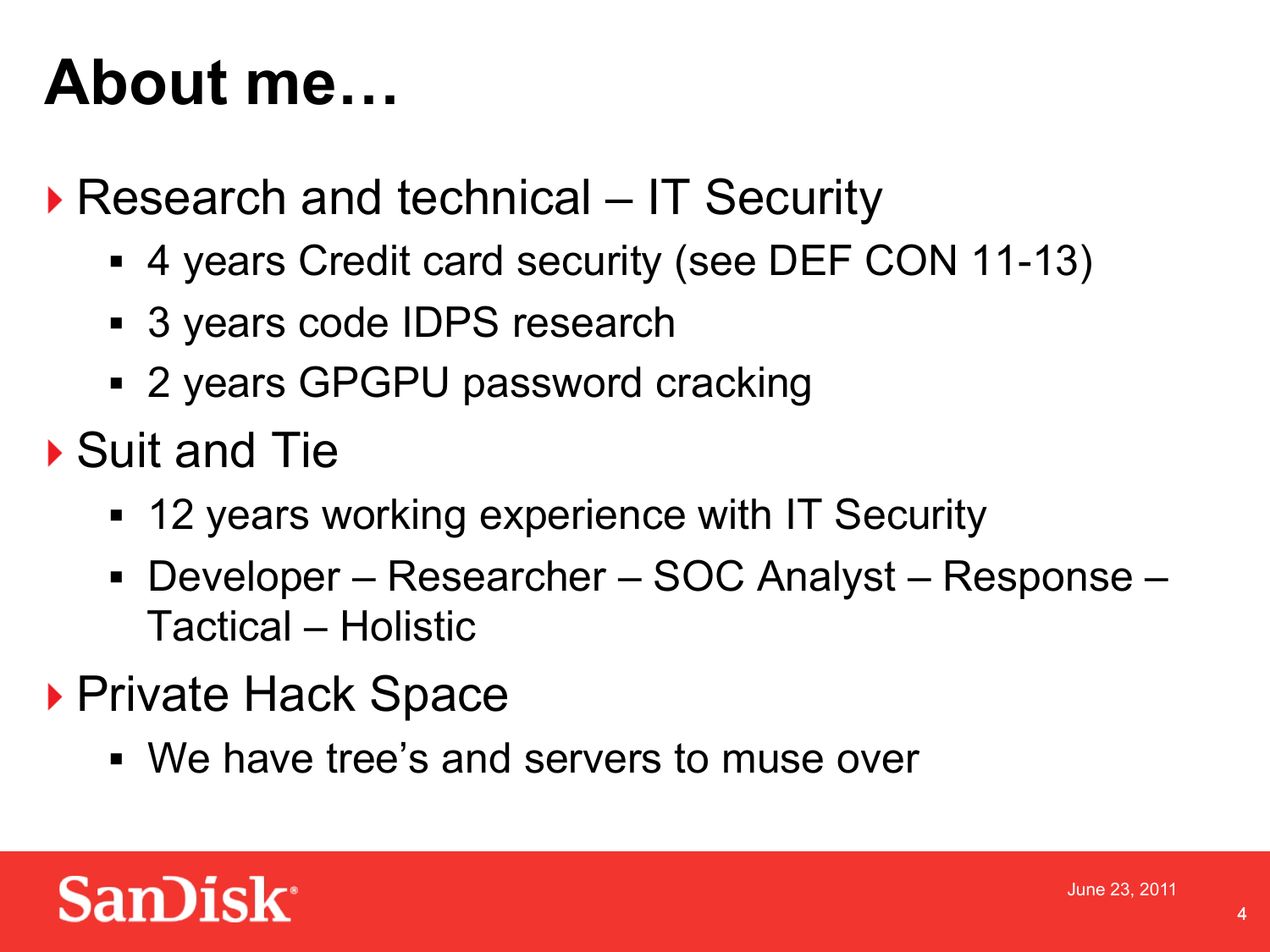# About me…

- Research and technical – IT Security
  - 4 years Credit card security (see DEF CON 11-13)
  - 3 years code IDPS research
  - 2 years GPGPU password cracking
- Suit and Tie
  - 12 years working experience with IT Security
  - Developer – Researcher – SOC Analyst – Response – Tactical – Holistic
- Private Hack Space
  - We have tree's and servers to muse over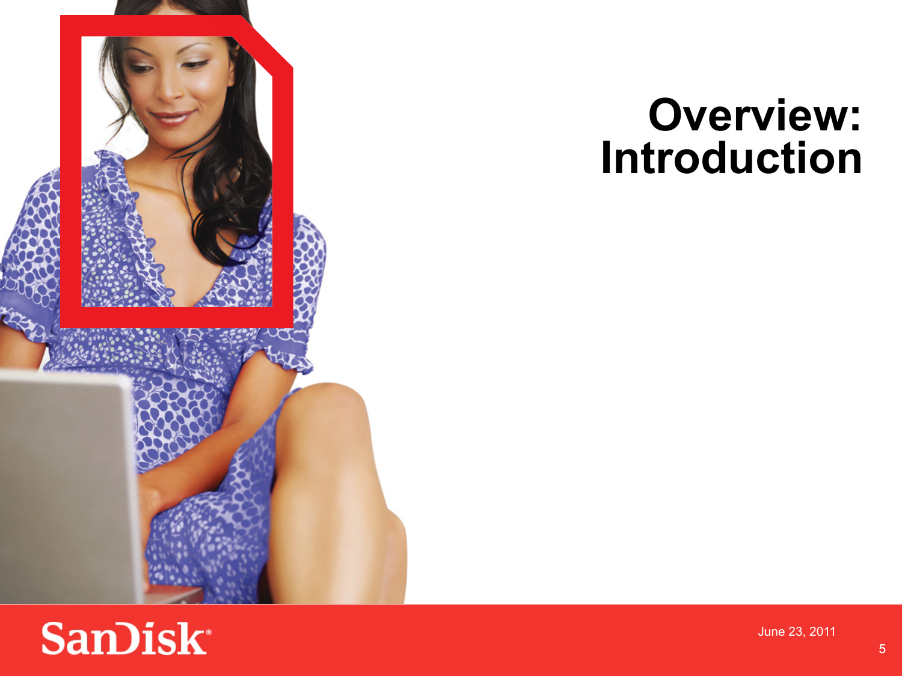# Overview: Introduction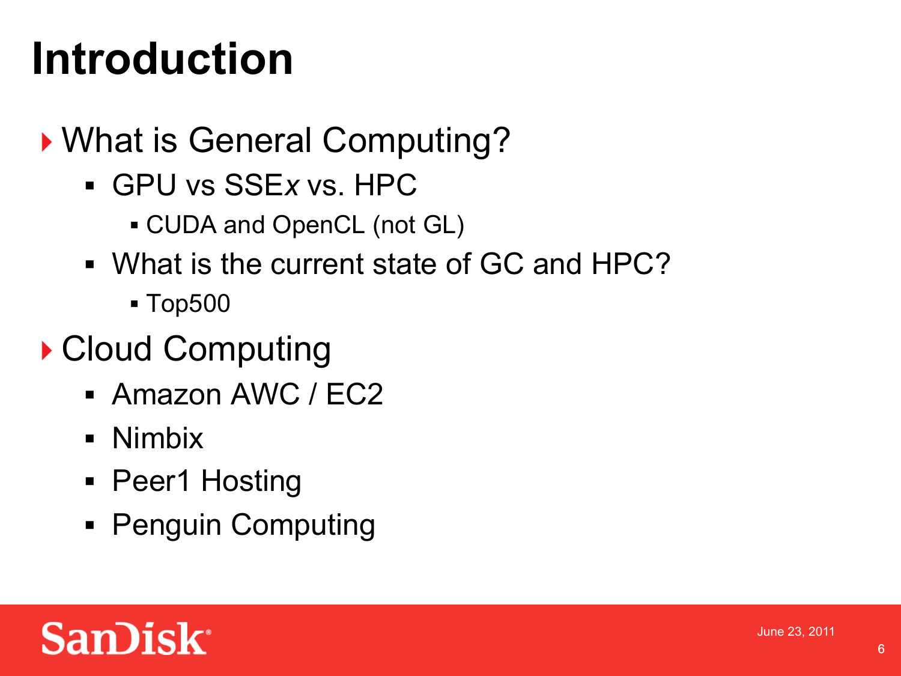# Introduction

- What is General Computing?
  - GPU vs SSE*x* vs. HPC
    - CUDA and OpenCL (not GL)
  - What is the current state of GC and HPC?
    - Top500
- Cloud Computing
  - Amazon AWC / EC2
  - Nimbix
  - Peer1 Hosting
  - Penguin Computing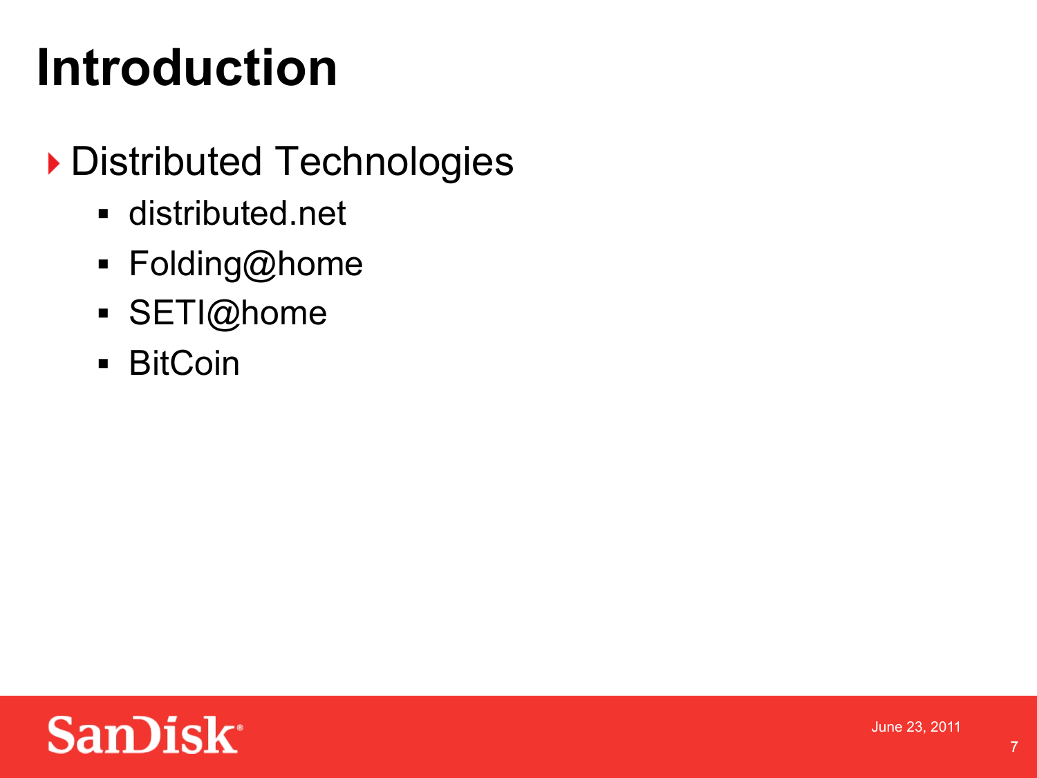# Introduction

- Distributed Technologies
  - distributed.net
  - Folding@home
  - SETI@home
  - BitCoin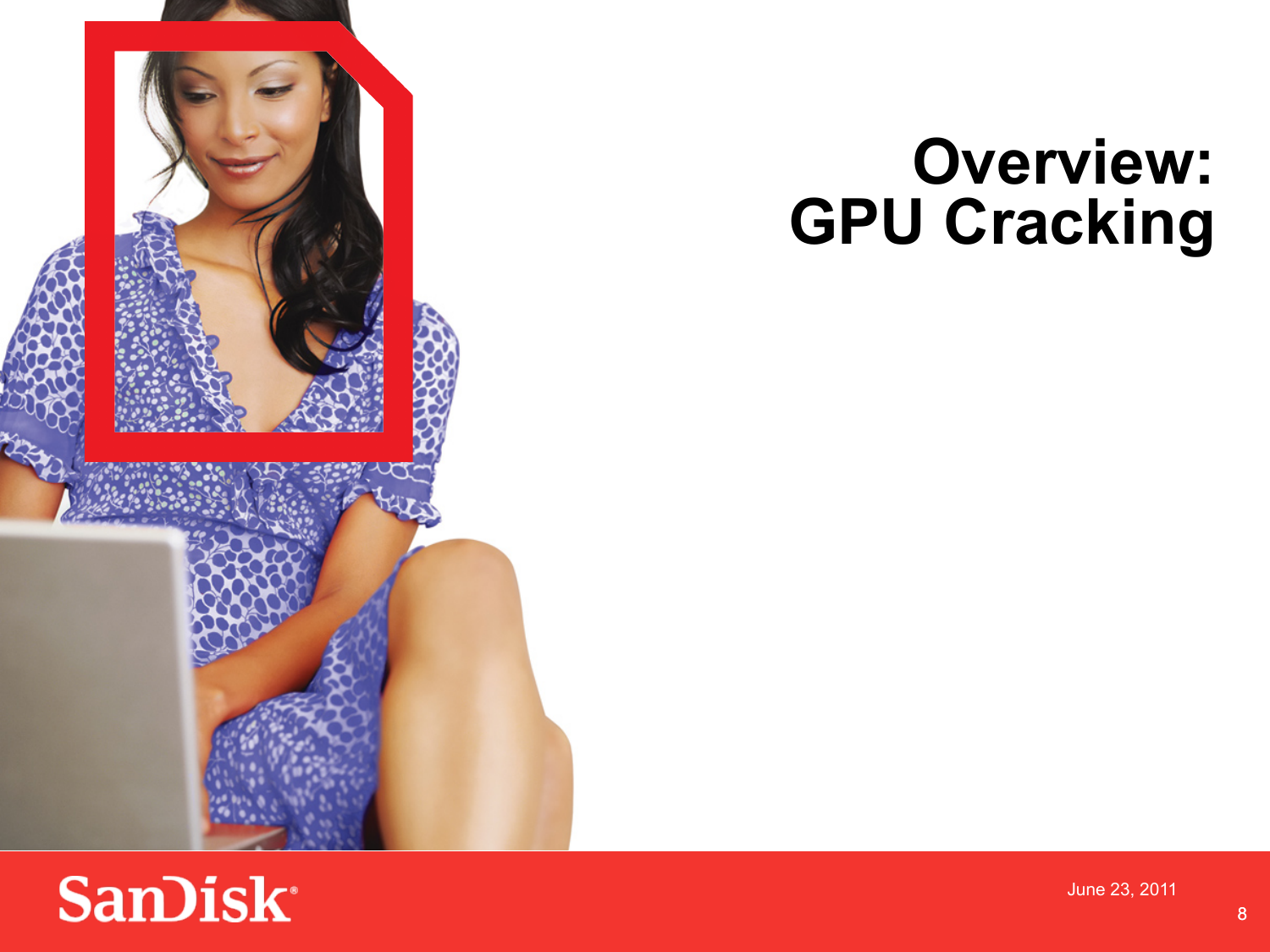# Overview: GPU Cracking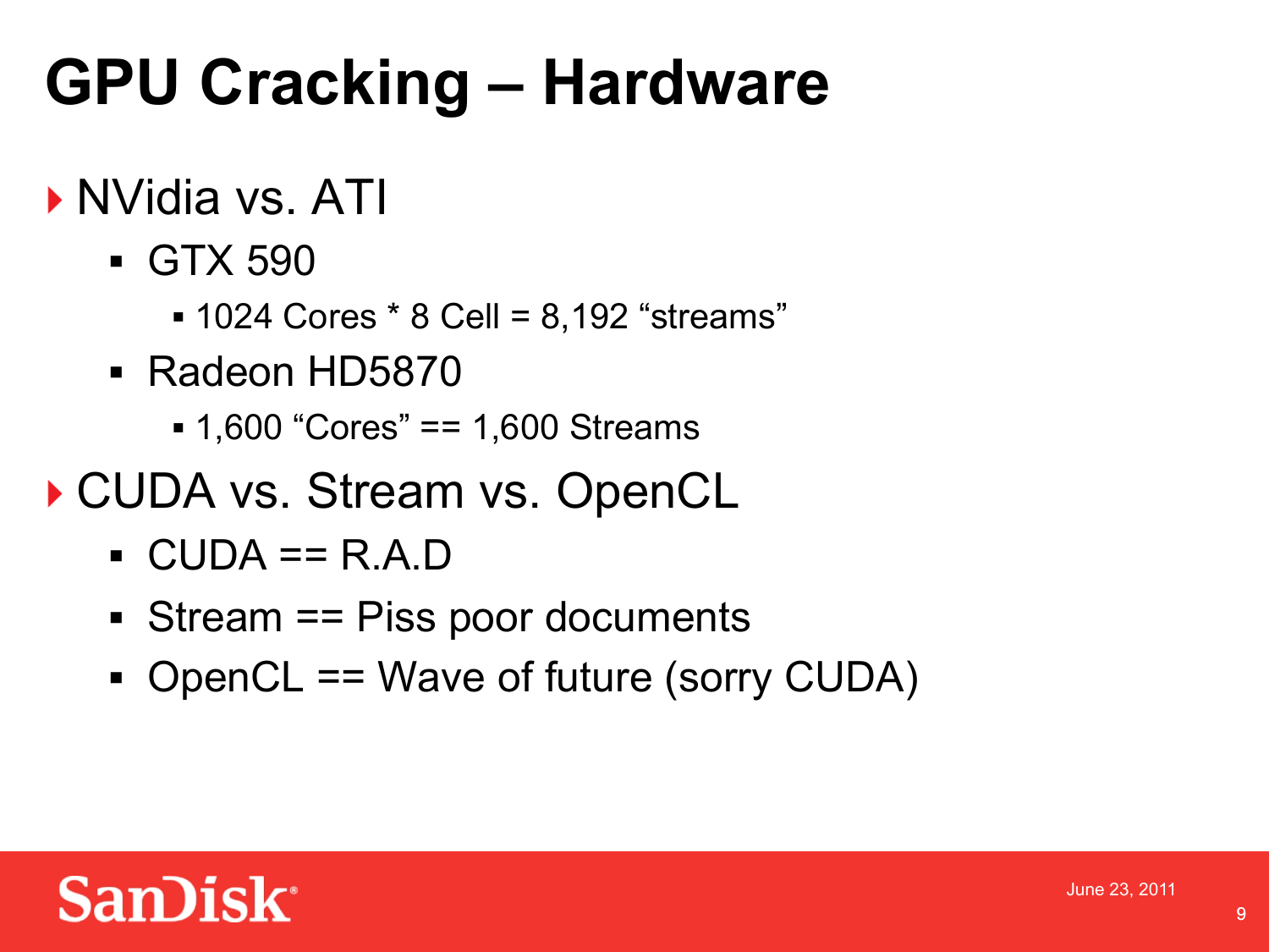# GPU Cracking – Hardware

- NVidia vs. ATI
  - GTX 590
    - 1024 Cores * 8 Cell = 8,192 “streams”
  - Radeon HD5870
    - 1,600 “Cores” == 1,600 Streams
- CUDA vs. Stream vs. OpenCL
  - CUDA == R.A.D
  - Stream == Piss poor documents
  - OpenCL == Wave of future (sorry CUDA)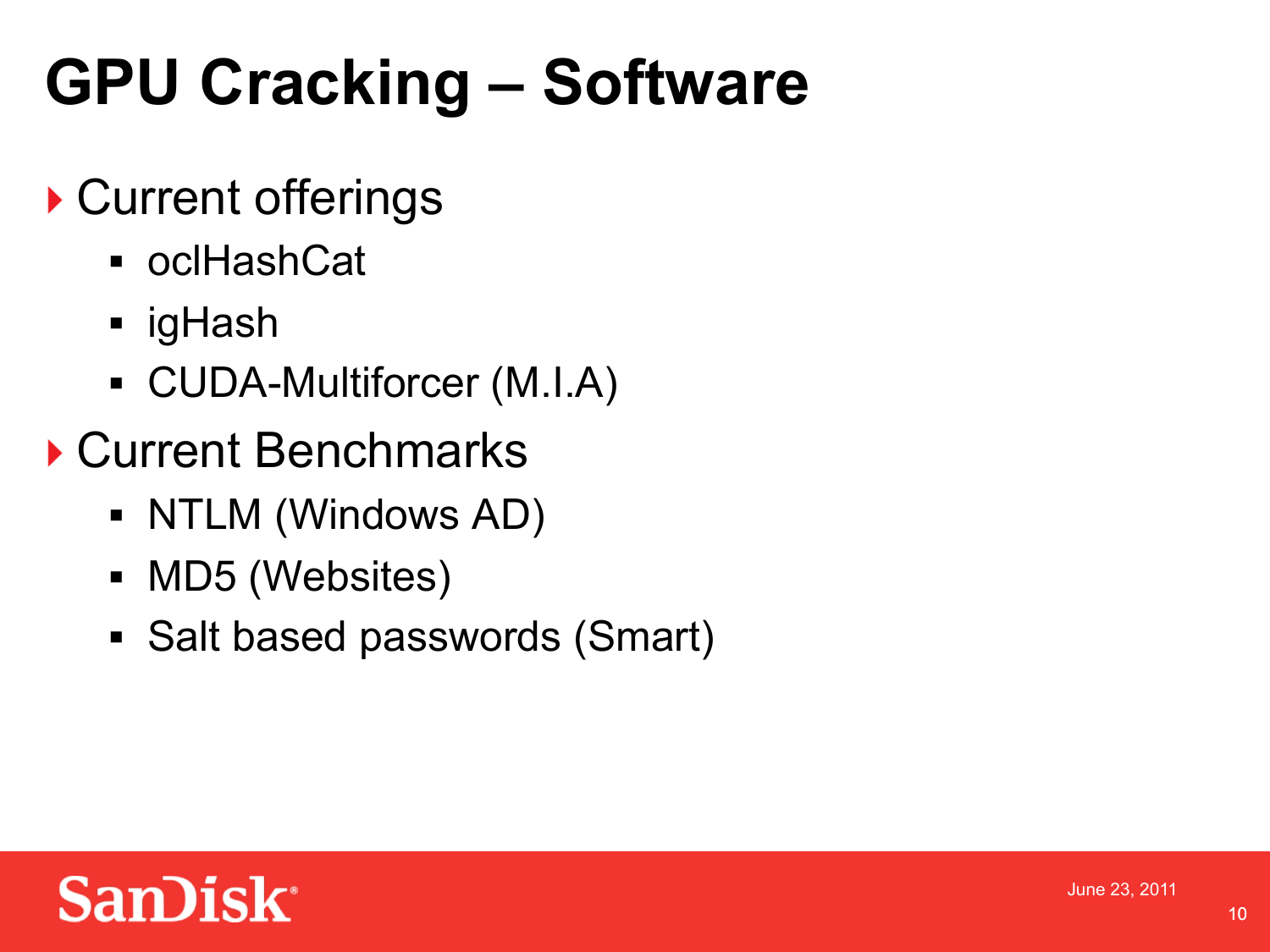# GPU Cracking – Software

- Current offerings
  - oclHashCat
  - igHash
  - CUDA-Multiforcer (M.I.A)
- Current Benchmarks
  - NTLM (Windows AD)
  - MD5 (Websites)
  - Salt based passwords (Smart)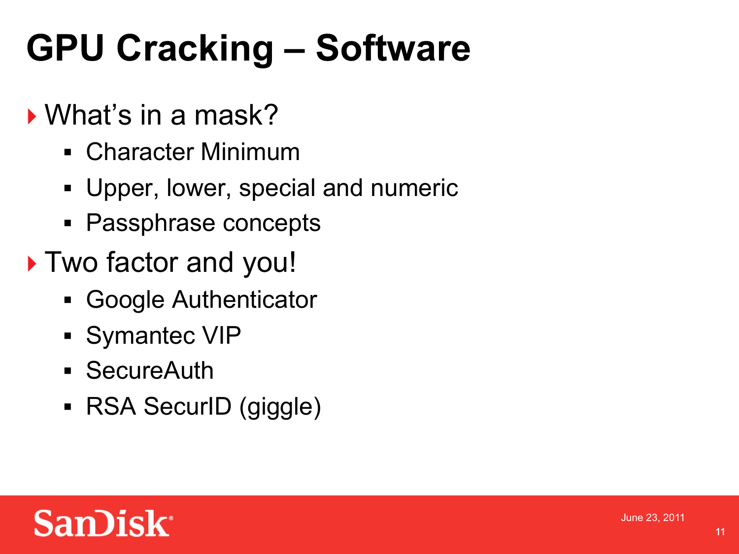# GPU Cracking – Software

- What's in a mask?
  - Character Minimum
  - Upper, lower, special and numeric
  - Passphrase concepts
- Two factor and you!
  - Google Authenticator
  - Symantec VIP
  - SecureAuth
  - RSA SecurID (giggle)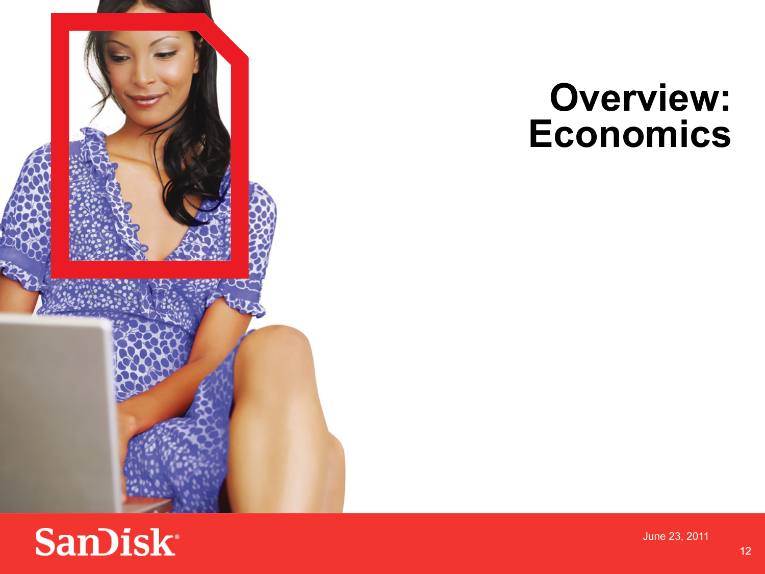# Overview: Economics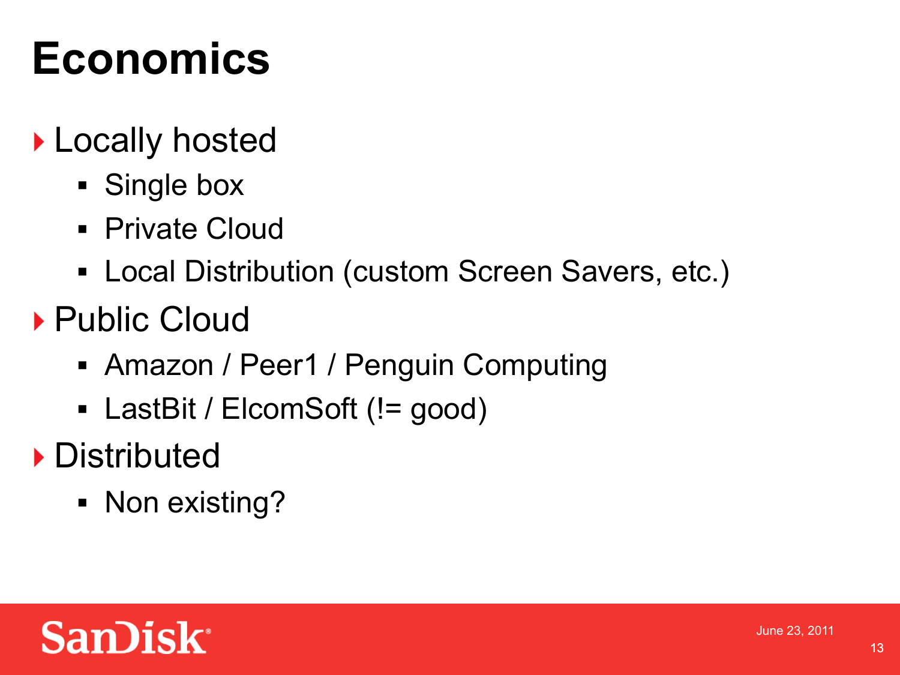# Economics

- Locally hosted
  - Single box
  - Private Cloud
  - Local Distribution (custom Screen Savers, etc.)
- Public Cloud
  - Amazon / Peer1 / Penguin Computing
  - LastBit / ElcomSoft (!= good)
- Distributed
  - Non existing?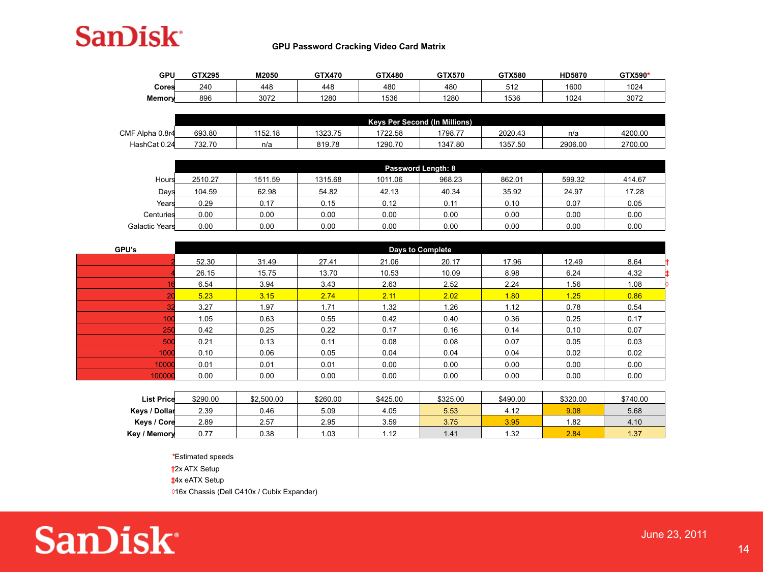## GPU Password Cracking Video Card Matrix

| GPU | GTX295 | M2050 | GTX470 | GTX480 | GTX570 | GTX580 | HD5870 | GTX590* |
|---|---|---|---|---|---|---|---|---|
| Cores | 240 | 448 | 448 | 480 | 480 | 512 | 1600 | 1024 |
| Memory | 896 | 3072 | 1280 | 1536 | 1280 | 1536 | 1024 | 3072 |
| **Keys Per Second (In Millions)** | | | | | | | | |
| CMF Alpha 0.8r4 | 693.80 | 1152.18 | 1323.75 | 1722.58 | 1798.77 | 2020.43 | n/a | 4200.00 |
| HashCat 0.24 | 732.70 | n/a | 819.78 | 1290.70 | 1347.80 | 1357.50 | 2906.00 | 2700.00 |
| **Password Length: 8** | | | | | | | | |
| Hours | 2510.27 | 1511.59 | 1315.68 | 1011.06 | 968.23 | 862.01 | 599.32 | 414.67 |
| Days | 104.59 | 62.98 | 54.82 | 42.13 | 40.34 | 35.92 | 24.97 | 17.28 |
| Years | 0.29 | 0.17 | 0.15 | 0.12 | 0.11 | 0.10 | 0.07 | 0.05 |
| Centuries | 0.00 | 0.00 | 0.00 | 0.00 | 0.00 | 0.00 | 0.00 | 0.00 |
| Galactic Years | 0.00 | 0.00 | 0.00 | 0.00 | 0.00 | 0.00 | 0.00 | 0.00 |
| **GPU's** / **Days to Complete** | | | | | | | | |
| 2 † | 52.30 | 31.49 | 27.41 | 21.06 | 20.17 | 17.96 | 12.49 | 8.64 |
| 4 ‡ | 26.15 | 15.75 | 13.70 | 10.53 | 10.09 | 8.98 | 6.24 | 4.32 |
| 16 ◊ | 6.54 | 3.94 | 3.43 | 2.63 | 2.52 | 2.24 | 1.56 | 1.08 |
| 20 | 5.23 | 3.15 | 2.74 | 2.11 | 2.02 | 1.80 | 1.25 | 0.86 |
| 32 | 3.27 | 1.97 | 1.71 | 1.32 | 1.26 | 1.12 | 0.78 | 0.54 |
| 100 | 1.05 | 0.63 | 0.55 | 0.42 | 0.40 | 0.36 | 0.25 | 0.17 |
| 250 | 0.42 | 0.25 | 0.22 | 0.17 | 0.16 | 0.14 | 0.10 | 0.07 |
| 500 | 0.21 | 0.13 | 0.11 | 0.08 | 0.08 | 0.07 | 0.05 | 0.03 |
| 1000 | 0.10 | 0.06 | 0.05 | 0.04 | 0.04 | 0.04 | 0.02 | 0.02 |
| 10000 | 0.01 | 0.01 | 0.01 | 0.00 | 0.00 | 0.00 | 0.00 | 0.00 |
| 100000 | 0.00 | 0.00 | 0.00 | 0.00 | 0.00 | 0.00 | 0.00 | 0.00 |
| List Price | $290.00 | $2,500.00 | $260.00 | $425.00 | $325.00 | $490.00 | $320.00 | $740.00 |
| Keys / Dollar | 2.39 | 0.46 | 5.09 | 4.05 | 5.53 | 4.12 | 9.08 | 5.68 |
| Keys / Core | 2.89 | 2.57 | 2.95 | 3.59 | 3.75 | 3.95 | 1.82 | 4.10 |
| Key / Memory | 0.77 | 0.38 | 1.03 | 1.12 | 1.41 | 1.32 | 2.84 | 1.37 |

*Estimated speeds

†2x ATX Setup

‡4x eATX Setup

◊16x Chassis (Dell C410x / Cubix Expander)

June 23, 2011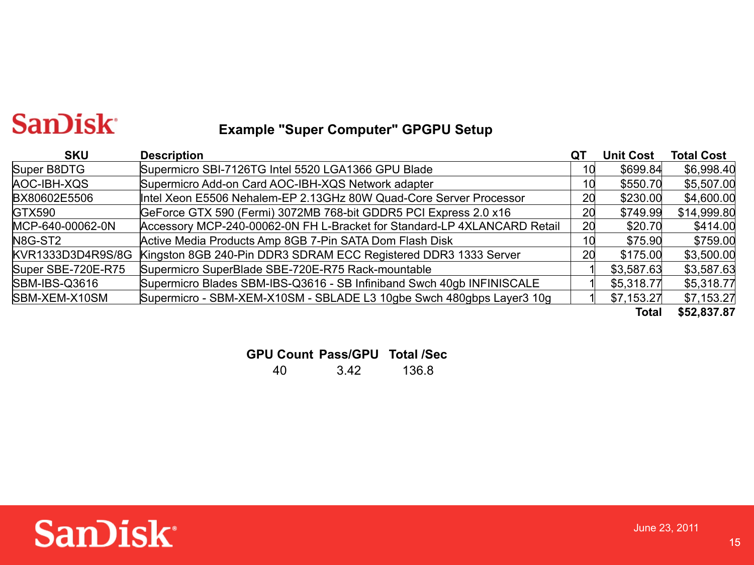## Example "Super Computer" GPGPU Setup

| SKU | Description | QT | Unit Cost | Total Cost |
|---|---|---|---|---|
| Super B8DTG | Supermicro SBI-7126TG Intel 5520 LGA1366 GPU Blade | 10 | $699.84 | $6,998.40 |
| AOC-IBH-XQS | Supermicro Add-on Card AOC-IBH-XQS Network adapter | 10 | $550.70 | $5,507.00 |
| BX80602E5506 | Intel Xeon E5506 Nehalem-EP 2.13GHz 80W Quad-Core Server Processor | 20 | $230.00 | $4,600.00 |
| GTX590 | GeForce GTX 590 (Fermi) 3072MB 768-bit GDDR5 PCI Express 2.0 x16 | 20 | $749.99 | $14,999.80 |
| MCP-640-00062-0N | Accessory MCP-240-00062-0N FH L-Bracket for Standard-LP 4XLANCARD Retail | 20 | $20.70 | $414.00 |
| N8G-ST2 | Active Media Products Amp 8GB 7-Pin SATA Dom Flash Disk | 10 | $75.90 | $759.00 |
| KVR1333D3D4R9S/8G | Kingston 8GB 240-Pin DDR3 SDRAM ECC Registered DDR3 1333 Server | 20 | $175.00 | $3,500.00 |
| Super SBE-720E-R75 | Supermicro SuperBlade SBE-720E-R75 Rack-mountable | 1 | $3,587.63 | $3,587.63 |
| SBM-IBS-Q3616 | Supermicro Blades SBM-IBS-Q3616 - SB Infiniband Swch 40gb INFINISCALE | 1 | $5,318.77 | $5,318.77 |
| SBM-XEM-X10SM | Supermicro - SBM-XEM-X10SM - SBLADE L3 10gbe Swch 480gbps Layer3 10g | 1 | $7,153.27 | $7,153.27 |
| | | | **Total** | **$52,837.87** |

| GPU Count | Pass/GPU | Total /Sec |
|---|---|---|
| 40 | 3.42 | 136.8 |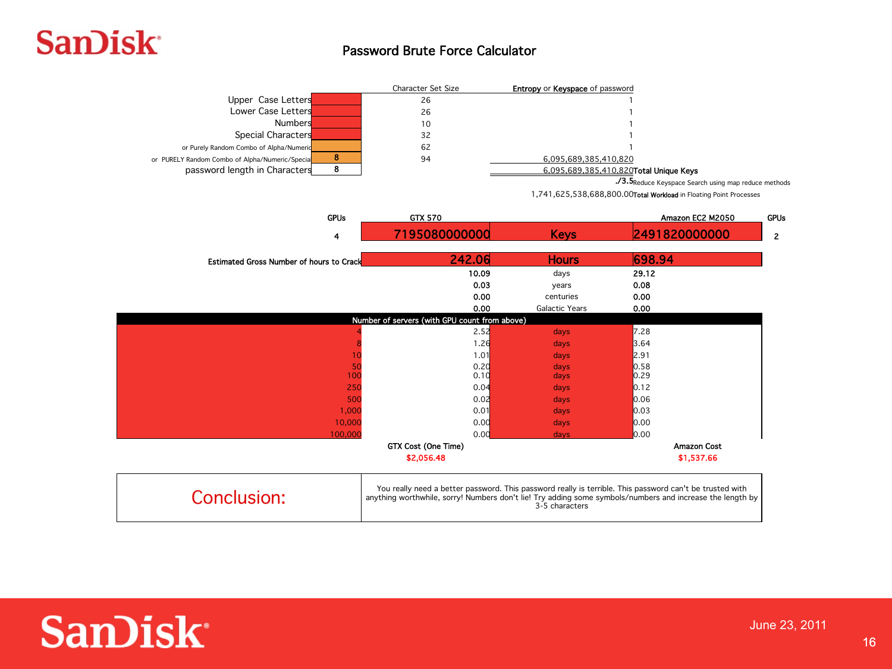# Password Brute Force Calculator

| | Input | Character Set Size | Entropy or Keyspace of password | |
|---|---|---|---|---|
| Upper Case Letters | | 26 | 1 | |
| Lower Case Letters | | 26 | 1 | |
| Numbers | | 10 | 1 | |
| Special Characters | | 32 | 1 | |
| or Purely Random Combo of Alpha/Numeric | | 62 | 1 | |
| or PURELY Random Combo of Alpha/Numeric/Special | 8 | 94 | 6,095,689,385,410,820 | |
| password length in Characters | 8 | | 6,095,689,385,410,820 | Total Unique Keys |
| | | | ./3.5 | Reduce Keyspace Search using map reduce methods |
| | | | 1,741,625,538,688,800.00 | Total Workload in Floating Point Processes |

| GPUs | GTX 570 | | Amazon EC2 M2050 | GPUs |
|---|---|---|---|---|
| 4 | 7195080000000 | Keys | 2491820000000 | 2 |
| Estimated Gross Number of hours to Crack | 242.06 | Hours | 698.94 | |
| | 10.09 | days | 29.12 | |
| | 0.03 | years | 0.08 | |
| | 0.00 | centuries | 0.00 | |
| | 0.00 | Galactic Years | 0.00 | |

**Number of servers (with GPU count from above)**

| Servers | GTX 570 | | Amazon EC2 M2050 |
|---|---|---|---|
| 4 | 2.52 | days | 7.28 |
| 8 | 1.26 | days | 3.64 |
| 10 | 1.01 | days | 2.91 |
| 50 | 0.20 | days | 0.58 |
| 100 | 0.10 | days | 0.29 |
| 250 | 0.04 | days | 0.12 |
| 500 | 0.02 | days | 0.06 |
| 1,000 | 0.01 | days | 0.03 |
| 10,000 | 0.00 | days | 0.00 |
| 100,000 | 0.00 | days | 0.00 |
| | **GTX Cost (One Time)** | | **Amazon Cost** |
| | $2,056.48 | | $1,537.66 |

| Conclusion: | You really need a better password. This password really is terrible. This password can't be trusted with anything worthwhile, sorry! Numbers don't lie! Try adding some symbols/numbers and increase the length by 3-5 characters |
|---|---|

June 23, 2011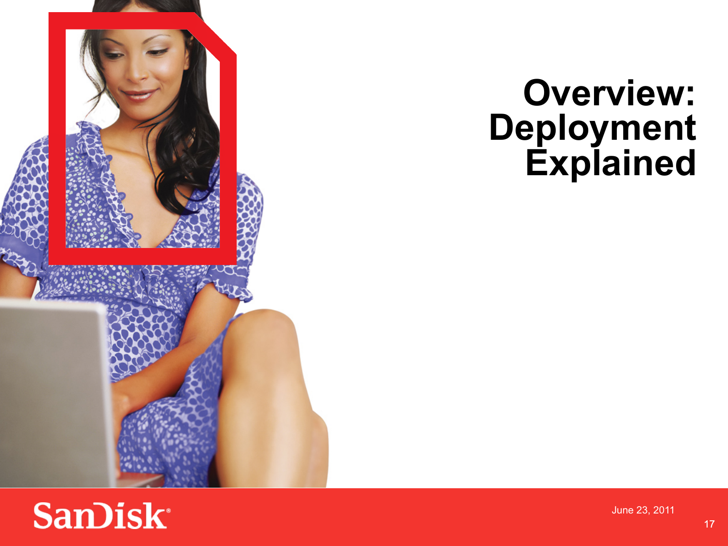# Overview: Deployment Explained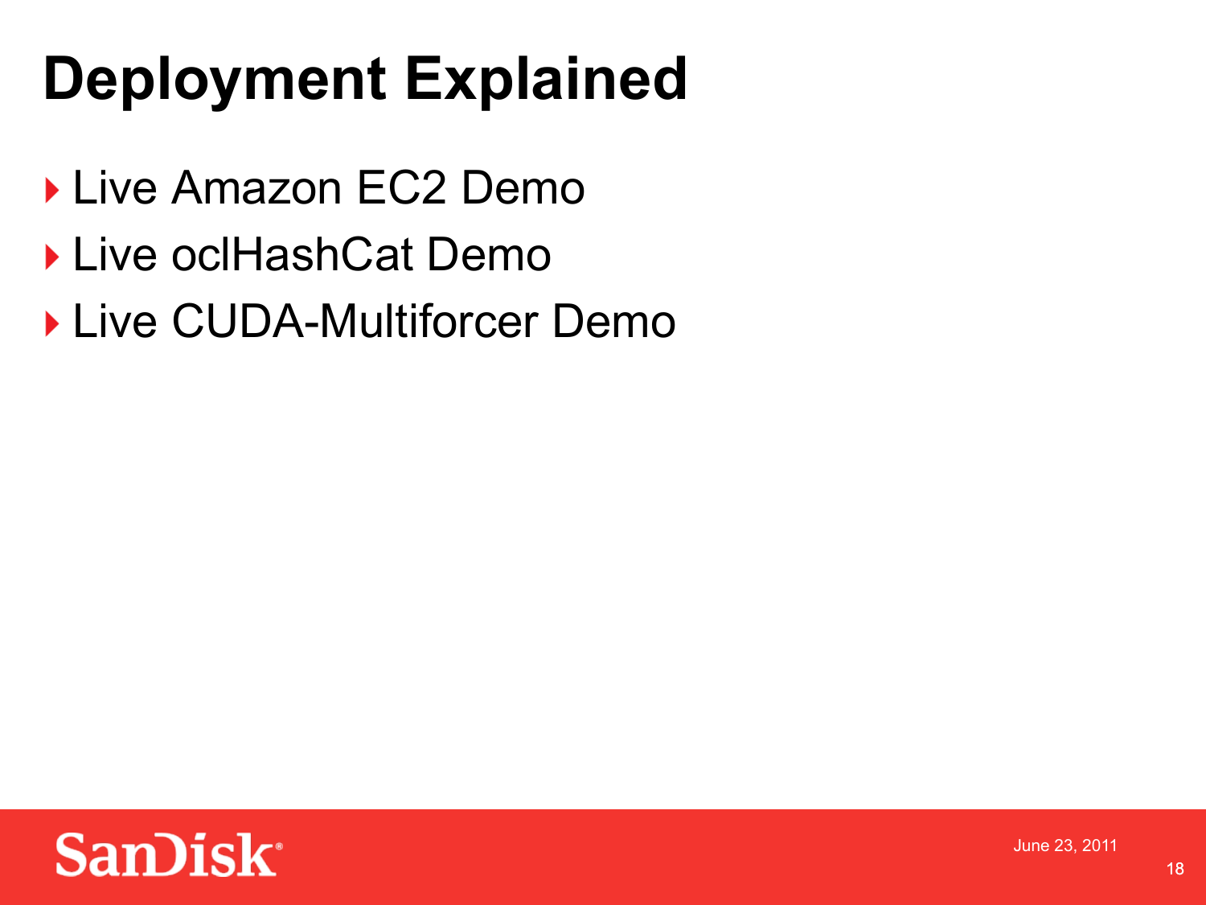# Deployment Explained

- Live Amazon EC2 Demo
- Live oclHashCat Demo
- Live CUDA-Multiforcer Demo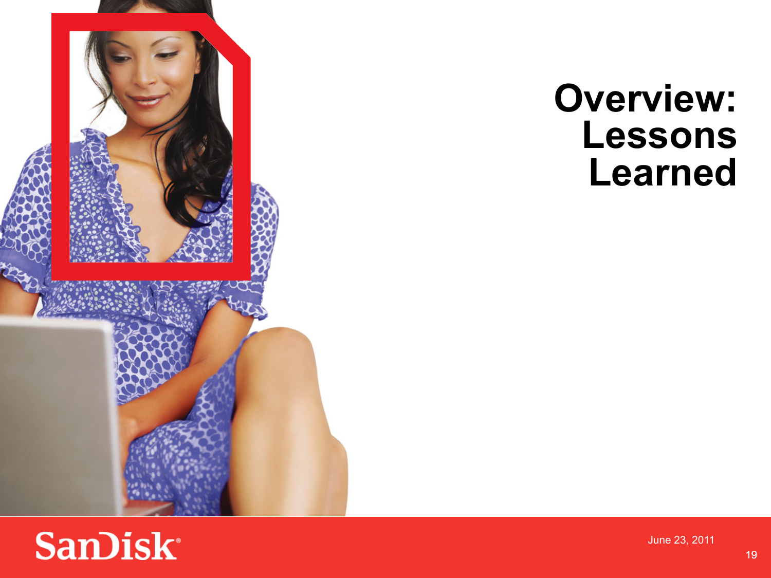# Overview: Lessons Learned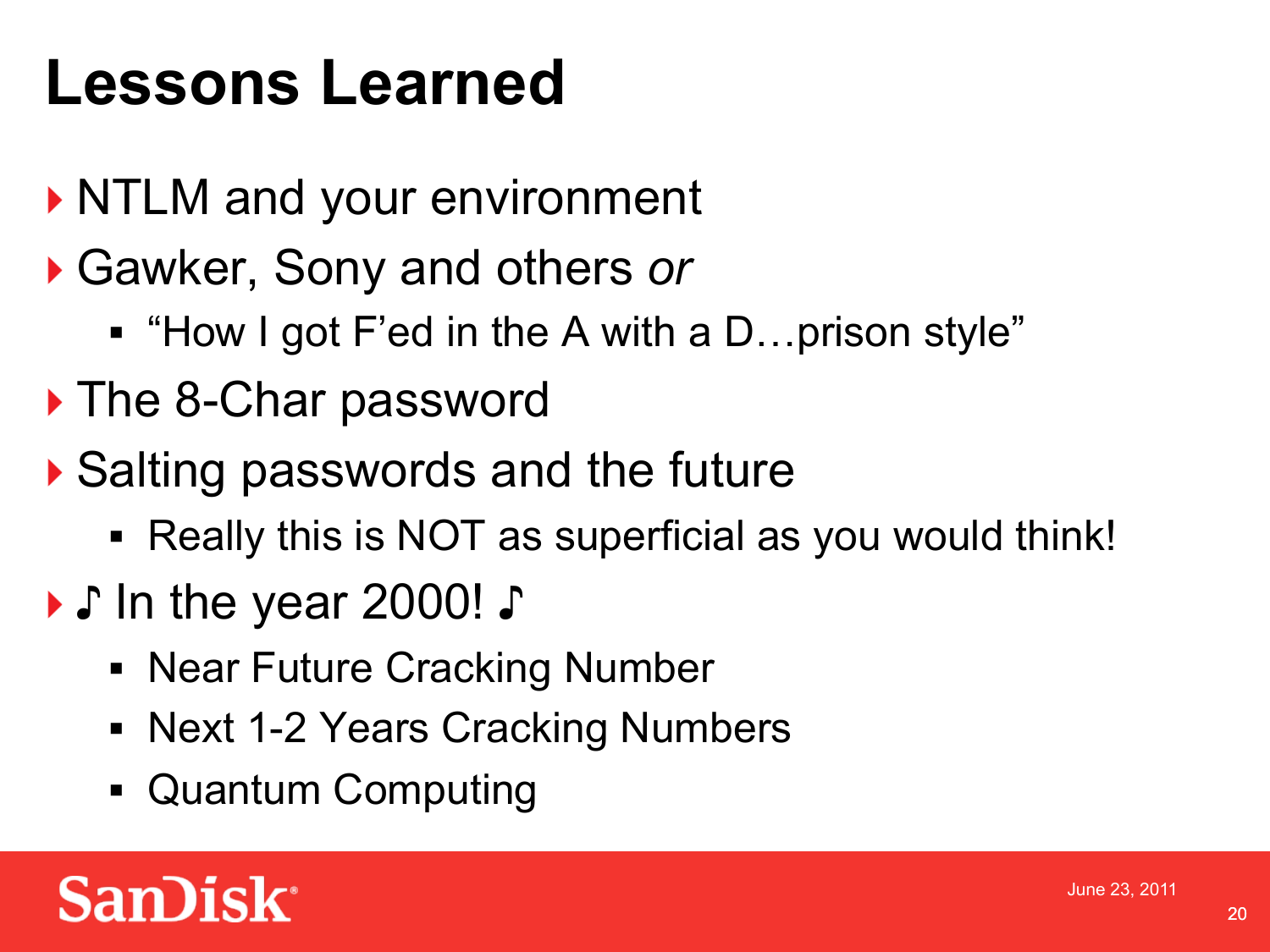# Lessons Learned

- NTLM and your environment
- Gawker, Sony and others *or*
  - "How I got F'ed in the A with a D…prison style"
- The 8-Char password
- Salting passwords and the future
  - Really this is NOT as superficial as you would think!
- ♪ In the year 2000! ♪
  - Near Future Cracking Number
  - Next 1-2 Years Cracking Numbers
  - Quantum Computing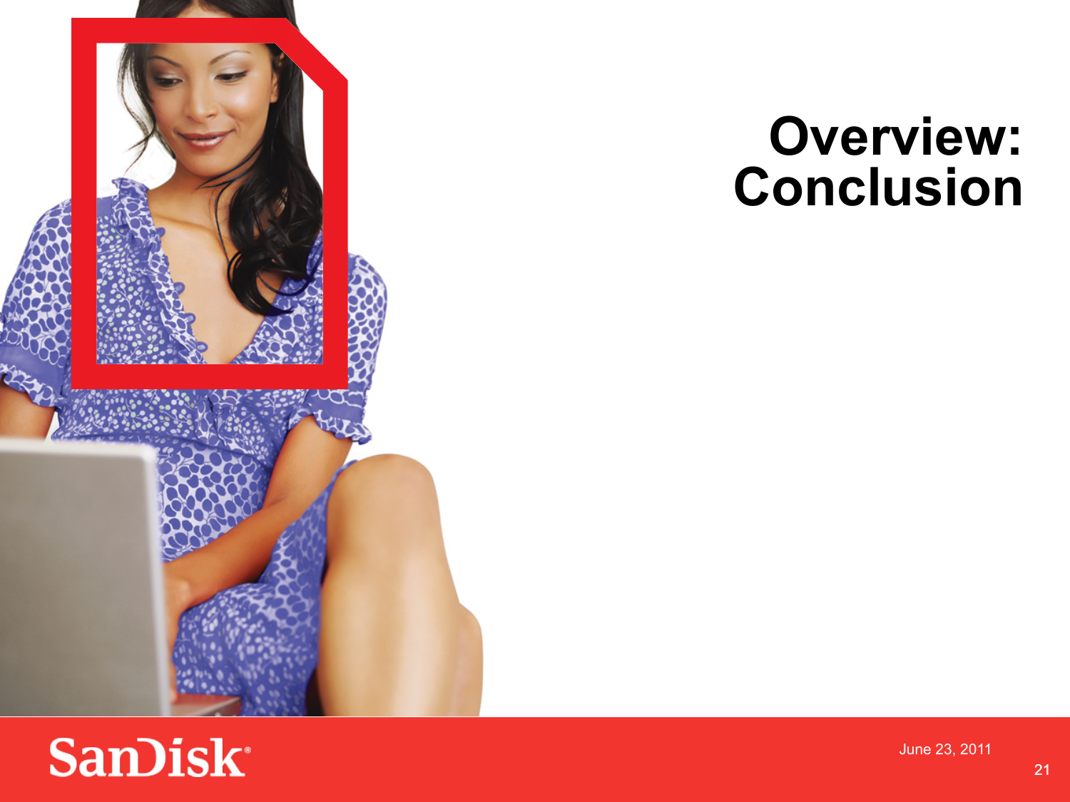# Overview: Conclusion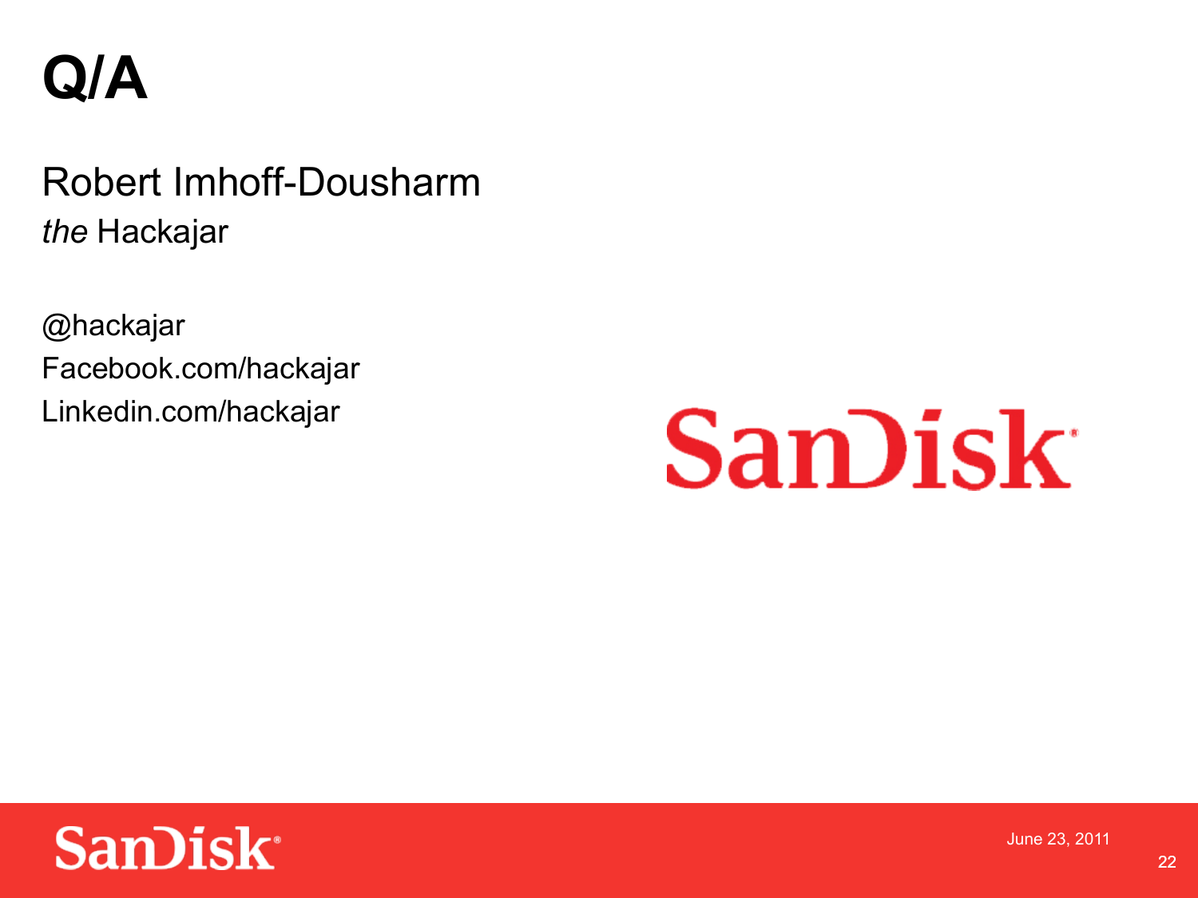# Q/A

Robert Imhoff-Dousharm

*the* Hackajar

@hackajar

Facebook.com/hackajar

Linkedin.com/hackajar